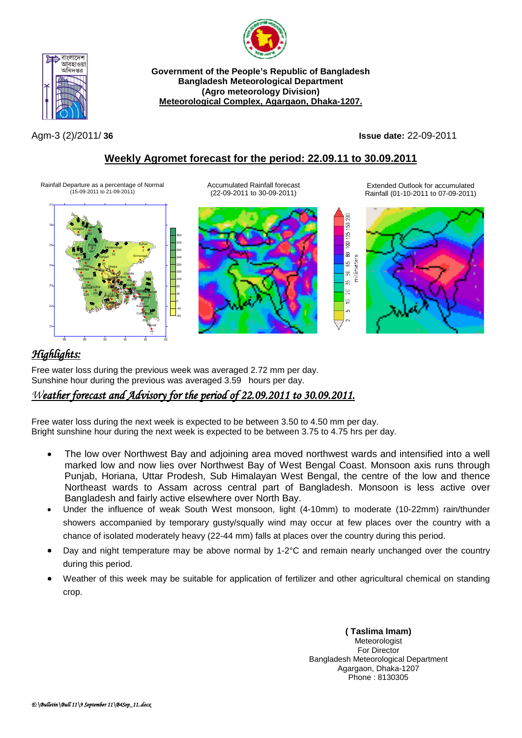**Government of the People's Republic of Bangladesh**
**Bangladesh Meteorological Department**
**(Agro meteorology Division)**
**Meteorological Complex, Agargaon, Dhaka-1207.**

Agm-3 (2)/2011/ **36**

**Issue date:** 22-09-2011

## Weekly Agromet forecast for the period: 22.09.11 to 30.09.2011

Rainfall Departure as a percentage of Normal (15-09-2011 to 21-09-2011)

Accumulated Rainfall forecast (22-09-2011 to 30-09-2011)

Extended Outlook for accumulated Rainfall (01-10-2011 to 07-09-2011)

## *Highlights:*

Free water loss during the previous week was averaged 2.72 mm per day.
Sunshine hour during the previous was averaged 3.59 hours per day.

## *Weather forecast and Advisory for the period of 22.09.2011 to 30.09.2011.*

Free water loss during the next week is expected to be between 3.50 to 4.50 mm per day.
Bright sunshine hour during the next week is expected to be between 3.75 to 4.75 hrs per day.

- The low over Northwest Bay and adjoining area moved northwest wards and intensified into a well marked low and now lies over Northwest Bay of West Bengal Coast. Monsoon axis runs through Punjab, Horiana, Uttar Prodesh, Sub Himalayan West Bengal, the centre of the low and thence Northeast wards to Assam across central part of Bangladesh. Monsoon is less active over Bangladesh and fairly active elsewhere over North Bay.
- Under the influence of weak South West monsoon, light (4-10mm) to moderate (10-22mm) rain/thunder showers accompanied by temporary gusty/squally wind may occur at few places over the country with a chance of isolated moderately heavy (22-44 mm) falls at places over the country during this period.
- Day and night temperature may be above normal by 1-2°C and remain nearly unchanged over the country during this period.
- Weather of this week may be suitable for application of fertilizer and other agricultural chemical on standing crop.

**( Taslima Imam)**
Meteorologist
For Director
Bangladesh Meteorological Department
Agargaon, Dhaka-1207
Phone : 8130305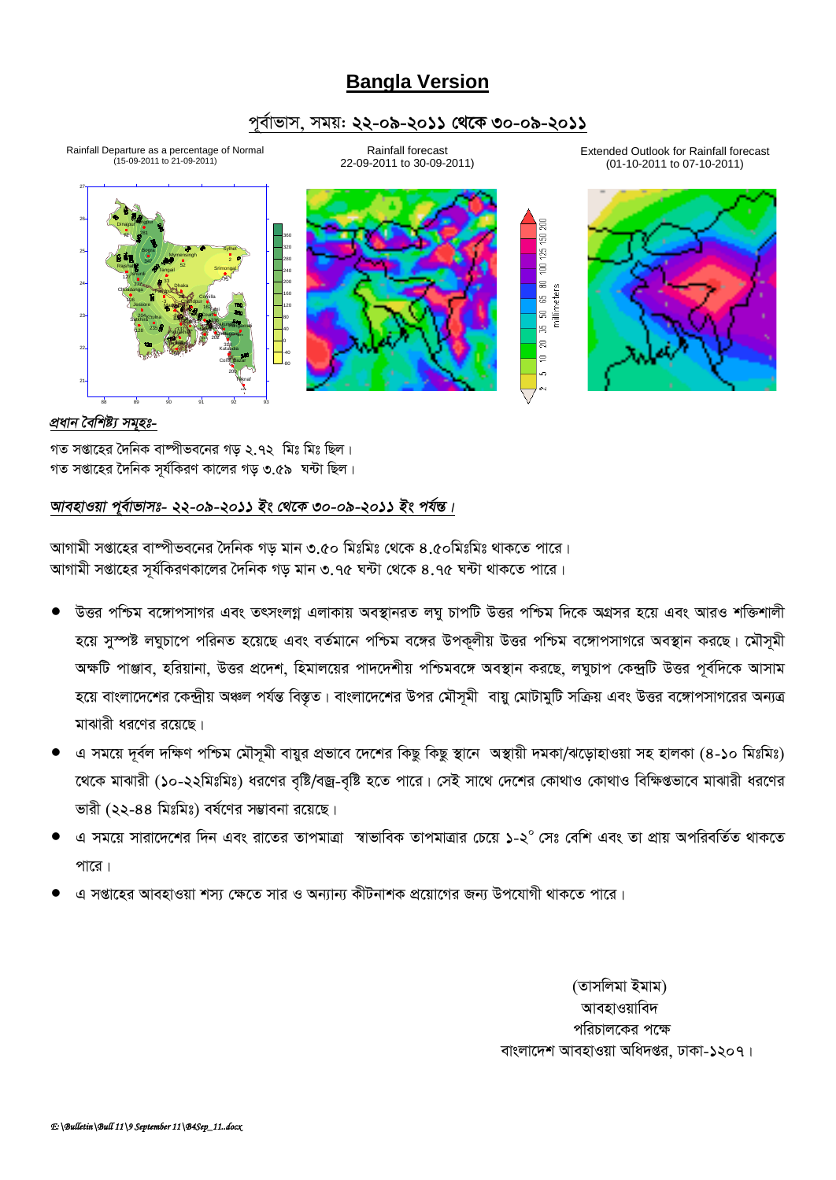# Bangla Version

## পূর্বাভাস, সময়: ২২-০৯-২০১১ থেকে ৩০-০৯-২০১১

Rainfall Departure as a percentage of Normal (15-09-2011 to 21-09-2011)

Rainfall forecast 22-09-2011 to 30-09-2011)

Extended Outlook for Rainfall forecast (01-10-2011 to 07-10-2011)

*প্রধান বৈশিষ্ট্য সমূহঃ-*

গত সপ্তাহের দৈনিক বাষ্পীভবনের গড় ২.৭২ মিঃ মিঃ ছিল।
গত সপ্তাহের দৈনিক সূর্যকিরণ কালের গড় ৩.৫৯ ঘন্টা ছিল।

*আবহাওয়া পূর্বাভাসঃ- ২২-০৯-২০১১ ইং থেকে ৩০-০৯-২০১১ ইং পর্যন্ত।*

আগামী সপ্তাহের বাষ্পীভবনের দৈনিক গড় মান ৩.৫০ মিঃমিঃ থেকে ৪.৫০মিঃমিঃ থাকতে পারে।
আগামী সপ্তাহের সূর্যকিরণকালের দৈনিক গড় মান ৩.৭৫ ঘন্টা থেকে ৪.৭৫ ঘন্টা থাকতে পারে।

- উত্তর পশ্চিম বঙ্গোপসাগর এবং তৎসংলগ্ন এলাকায় অবস্থানরত লঘু চাপটি উত্তর পশ্চিম দিকে অগ্রসর হয়ে এবং আরও শক্তিশালী হয়ে সুস্পষ্ট লঘুচাপে পরিনত হয়েছে এবং বর্তমানে পশ্চিম বঙ্গের উপকূলীয় উত্তর পশ্চিম বঙ্গোপসাগরে অবস্থান করছে। মৌসুমী অক্ষটি পাঞ্জাব, হরিয়ানা, উত্তর প্রদেশ, হিমালয়ের পাদদেশীয় পশ্চিমবঙ্গে অবস্থান করছে, লঘুচাপ কেন্দ্রটি উত্তর পূর্বদিকে আসাম হয়ে বাংলাদেশের কেন্দ্রীয় অঞ্চল পর্যন্ত বিস্তৃত। বাংলাদেশের উপর মৌসুমী বায়ু মোটামুটি সক্রিয় এবং উত্তর বঙ্গোপসাগরের অন্যত্র মাঝারী ধরণের রয়েছে।
- এ সময়ে দূর্বল দক্ষিণ পশ্চিম মৌসূমী বায়ুর প্রভাবে দেশের কিছু কিছু স্থানে অস্থায়ী দমকা/ঝড়োহাওয়া সহ হালকা (৪-১০ মিঃমিঃ) থেকে মাঝারী (১০-২২মিঃমিঃ) ধরণের বৃষ্টি/বজ্র-বৃষ্টি হতে পারে। সেই সাথে দেশের কোথাও কোথাও বিক্ষিপ্তভাবে মাঝারী ধরণের ভারী (২২-৪৪ মিঃমিঃ) বর্ষণের সম্ভাবনা রয়েছে।
- এ সময়ে সারাদেশের দিন এবং রাতের তাপমাত্রা স্বাভাবিক তাপমাত্রার চেয়ে ১-২° সেঃ বেশি এবং তা প্রায় অপরিবর্তিত থাকতে পারে।
- এ সপ্তাহের আবহাওয়া শস্য ক্ষেতে সার ও অন্যান্য কীটনাশক প্রয়োগের জন্য উপযোগী থাকতে পারে।

(তাসলিমা ইমাম)
আবহাওয়াবিদ
পরিচালকের পক্ষে
বাংলাদেশ আবহাওয়া অধিদপ্তর, ঢাকা-১২০৭।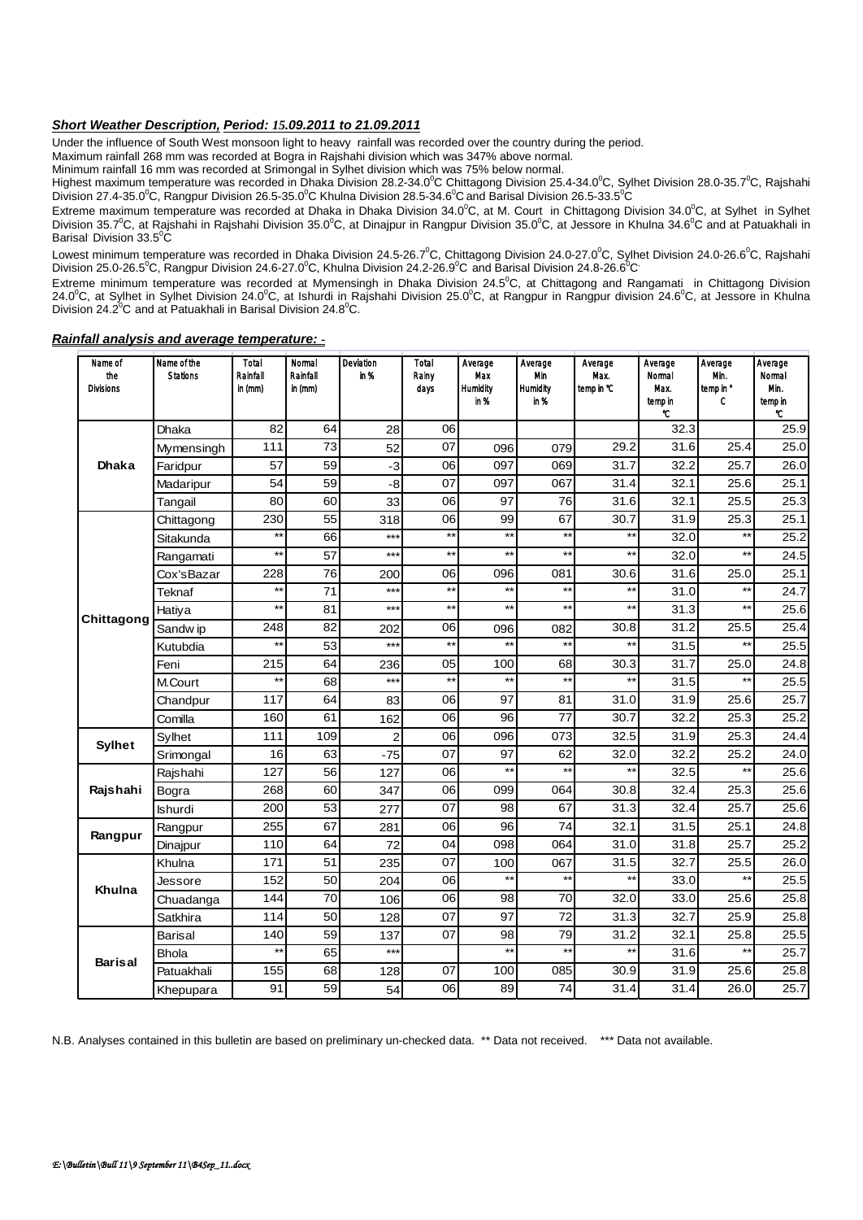***Short Weather Description, Period: 15.09.2011 to 21.09.2011***

Under the influence of South West monsoon light to heavy rainfall was recorded over the country during the period.

Maximum rainfall 268 mm was recorded at Bogra in Rajshahi division which was 347% above normal.

Minimum rainfall 16 mm was recorded at Srimongal in Sylhet division which was 75% below normal.

Highest maximum temperature was recorded in Dhaka Division 28.2-34.0$^0$C Chittagong Division 25.4-34.0$^0$C, Sylhet Division 28.0-35.7$^0$C, Rajshahi Division 27.4-35.0$^0$C, Rangpur Division 26.5-35.0$^0$C Khulna Division 28.5-34.6$^0$C and Barisal Division 26.5-33.5$^0$C

Extreme maximum temperature was recorded at Dhaka in Dhaka Division 34.0$^0$C, at M. Court in Chittagong Division 34.0$^0$C, at Sylhet in Sylhet Division 35.7$^0$C, at Rajshahi in Rajshahi Division 35.0$^0$C, at Dinajpur in Rangpur Division 35.0$^0$C, at Jessore in Khulna 34.6$^0$C and at Patuakhali in Barisal Division 33.5$^0$C

Lowest minimum temperature was recorded in Dhaka Division 24.5-26.7$^0$C, Chittagong Division 24.0-27.0$^0$C, Sylhet Division 24.0-26.6$^0$C, Rajshahi Division 25.0-26.5$^0$C, Rangpur Division 24.6-27.0$^0$C, Khulna Division 24.2-26.9$^0$C and Barisal Division 24.8-26.6$^0$C

Extreme minimum temperature was recorded at Mymensingh in Dhaka Division 24.5$^0$C, at Chittagong and Rangamati in Chittagong Division 24.0$^0$C, at Sylhet in Sylhet Division 24.0$^0$C, at Ishurdi in Rajshahi Division 25.0$^0$C, at Rangpur in Rangpur division 24.6$^0$C, at Jessore in Khulna Division 24.2$^0$C and at Patuakhali in Barisal Division 24.8$^0$C.

***Rainfall analysis and average temperature: -***

| Name of the Divisions | Name of the Stations | Total Rainfall in (mm) | Normal Rainfall in (mm) | Deviation in % | Total Rainy days | Average Max Humidity in % | Average Min Humidity in % | Average Max. temp in ℃ | Average Normal Max. temp in ℃ | Average Min. temp in ° C | Average Normal Min. temp in ℃ |
|---|---|---|---|---|---|---|---|---|---|---|---|
| Dhaka | Dhaka | 82 | 64 | 28 | 06 | | | | 32.3 | | 25.9 |
| | Mymensingh | 111 | 73 | 52 | 07 | 096 | 079 | 29.2 | 31.6 | 25.4 | 25.0 |
| | Faridpur | 57 | 59 | -3 | 06 | 097 | 069 | 31.7 | 32.2 | 25.7 | 26.0 |
| | Madaripur | 54 | 59 | -8 | 07 | 097 | 067 | 31.4 | 32.1 | 25.6 | 25.1 |
| | Tangail | 80 | 60 | 33 | 06 | 97 | 76 | 31.6 | 32.1 | 25.5 | 25.3 |
| Chittagong | Chittagong | 230 | 55 | 318 | 06 | 99 | 67 | 30.7 | 31.9 | 25.3 | 25.1 |
| | Sitakunda | ** | 66 | *** | ** | ** | ** | ** | 32.0 | ** | 25.2 |
| | Rangamati | ** | 57 | *** | ** | ** | ** | ** | 32.0 | ** | 24.5 |
| | Cox'sBazar | 228 | 76 | 200 | 06 | 096 | 081 | 30.6 | 31.6 | 25.0 | 25.1 |
| | Teknaf | ** | 71 | *** | ** | ** | ** | ** | 31.0 | ** | 24.7 |
| | Hatiya | ** | 81 | *** | ** | ** | ** | ** | 31.3 | ** | 25.6 |
| | Sandw ip | 248 | 82 | 202 | 06 | 096 | 082 | 30.8 | 31.2 | 25.5 | 25.4 |
| | Kutubdia | ** | 53 | *** | ** | ** | ** | ** | 31.5 | ** | 25.5 |
| | Feni | 215 | 64 | 236 | 05 | 100 | 68 | 30.3 | 31.7 | 25.0 | 24.8 |
| | M.Court | ** | 68 | *** | ** | ** | ** | ** | 31.5 | ** | 25.5 |
| | Chandpur | 117 | 64 | 83 | 06 | 97 | 81 | 31.0 | 31.9 | 25.6 | 25.7 |
| | Comilla | 160 | 61 | 162 | 06 | 96 | 77 | 30.7 | 32.2 | 25.3 | 25.2 |
| Sylhet | Sylhet | 111 | 109 | 2 | 06 | 096 | 073 | 32.5 | 31.9 | 25.3 | 24.4 |
| | Srimongal | 16 | 63 | -75 | 07 | 97 | 62 | 32.0 | 32.2 | 25.2 | 24.0 |
| Rajshahi | Rajshahi | 127 | 56 | 127 | 06 | ** | ** | ** | 32.5 | ** | 25.6 |
| | Bogra | 268 | 60 | 347 | 06 | 099 | 064 | 30.8 | 32.4 | 25.3 | 25.6 |
| | Ishurdi | 200 | 53 | 277 | 07 | 98 | 67 | 31.3 | 32.4 | 25.7 | 25.6 |
| Rangpur | Rangpur | 255 | 67 | 281 | 06 | 96 | 74 | 32.1 | 31.5 | 25.1 | 24.8 |
| | Dinajpur | 110 | 64 | 72 | 04 | 098 | 064 | 31.0 | 31.8 | 25.7 | 25.2 |
| Khulna | Khulna | 171 | 51 | 235 | 07 | 100 | 067 | 31.5 | 32.7 | 25.5 | 26.0 |
| | Jessore | 152 | 50 | 204 | 06 | ** | ** | ** | 33.0 | ** | 25.5 |
| | Chuadanga | 144 | 70 | 106 | 06 | 98 | 70 | 32.0 | 33.0 | 25.6 | 25.8 |
| | Satkhira | 114 | 50 | 128 | 07 | 97 | 72 | 31.3 | 32.7 | 25.9 | 25.8 |
| Barisal | Barisal | 140 | 59 | 137 | 07 | 98 | 79 | 31.2 | 32.1 | 25.8 | 25.5 |
| | Bhola | ** | 65 | *** | | ** | ** | ** | 31.6 | ** | 25.7 |
| | Patuakhali | 155 | 68 | 128 | 07 | 100 | 085 | 30.9 | 31.9 | 25.6 | 25.8 |
| | Khepupara | 91 | 59 | 54 | 06 | 89 | 74 | 31.4 | 31.4 | 26.0 | 25.7 |

N.B. Analyses contained in this bulletin are based on preliminary un-checked data. ** Data not received. *** Data not available.

*E:\Bulletin\Bull 11\9 September 11\B4Sep_11..docx*